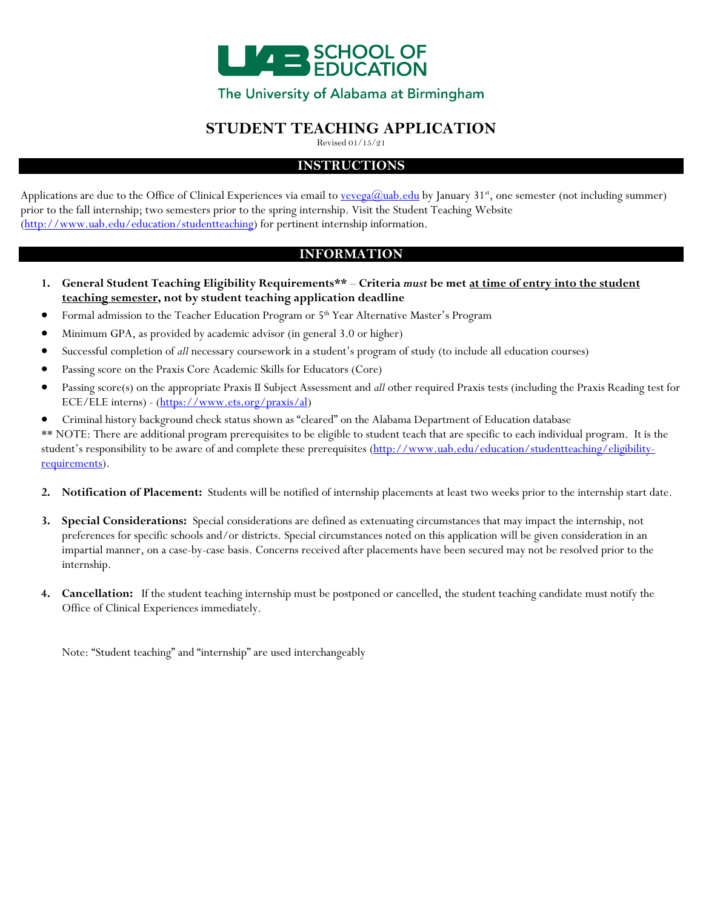UAB SCHOOL OF EDUCATION

The University of Alabama at Birmingham

# STUDENT TEACHING APPLICATION

Revised 01/15/21

## INSTRUCTIONS

Applications are due to the Office of Clinical Experiences via email to [vevega@uab.edu](mailto:vevega@uab.edu) by January 31st, one semester (not including summer) prior to the fall internship; two semesters prior to the spring internship. Visit the Student Teaching Website ([http://www.uab.edu/education/studentteaching](http://www.uab.edu/education/studentteaching)) for pertinent internship information.

## INFORMATION

1. **General Student Teaching Eligibility Requirements\*\* – Criteria *must* be met <u>at time of entry into the student teaching semester</u>, not by student teaching application deadline**

- Formal admission to the Teacher Education Program or 5th Year Alternative Master's Program
- Minimum GPA, as provided by academic advisor (in general 3.0 or higher)
- Successful completion of *all* necessary coursework in a student's program of study (to include all education courses)
- Passing score on the Praxis Core Academic Skills for Educators (Core)
- Passing score(s) on the appropriate Praxis II Subject Assessment and *all* other required Praxis tests (including the Praxis Reading test for ECE/ELE interns) - ([https://www.ets.org/praxis/al](https://www.ets.org/praxis/al))
- Criminal history background check status shown as "cleared" on the Alabama Department of Education database

\*\* NOTE: There are additional program prerequisites to be eligible to student teach that are specific to each individual program. It is the student's responsibility to be aware of and complete these prerequisites ([http://www.uab.edu/education/studentteaching/eligibility-requirements](http://www.uab.edu/education/studentteaching/eligibility-requirements)).

2. **Notification of Placement:** Students will be notified of internship placements at least two weeks prior to the internship start date.

3. **Special Considerations:** Special considerations are defined as extenuating circumstances that may impact the internship, not preferences for specific schools and/or districts. Special circumstances noted on this application will be given consideration in an impartial manner, on a case-by-case basis. Concerns received after placements have been secured may not be resolved prior to the internship.

4. **Cancellation:** If the student teaching internship must be postponed or cancelled, the student teaching candidate must notify the Office of Clinical Experiences immediately.

Note: "Student teaching" and "internship" are used interchangeably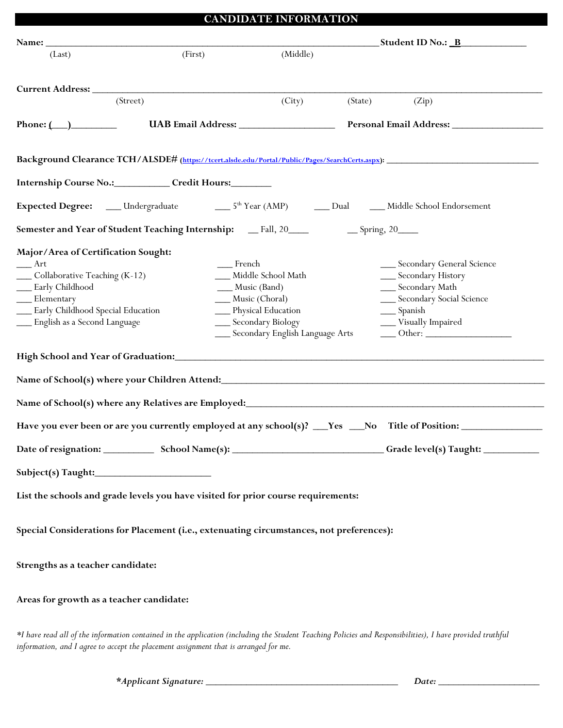# CANDIDATE INFORMATION

**Name:** ____________________________________________________________ **Student ID No.:** _B____________

(Last) (First) (Middle)

**Current Address:** ________________________________________________________________________________

(Street) (City) (State) (Zip)

**Phone:** (___)_________ **UAB Email Address:** ___________________ **Personal Email Address:** __________________

**Background Clearance TCH/ALSDE#** ([https://tcert.alsde.edu/Portal/Public/Pages/SearchCerts.aspx](https://tcert.alsde.edu/Portal/Public/Pages/SearchCerts.aspx)): ________________________________

**Internship Course No.:**___________ **Credit Hours:**________

**Expected Degree:** ___ Undergraduate ___ 5th Year (AMP) ___ Dual ___ Middle School Endorsement

**Semester and Year of Student Teaching Internship:** __ Fall, 20____ __ Spring, 20____

**Major/Area of Certification Sought:**

___ Art
___ Collaborative Teaching (K-12)
___ Early Childhood
___ Elementary
___ Early Childhood Special Education
___ English as a Second Language
___ French
___ Middle School Math
___ Music (Band)
___ Music (Choral)
___ Physical Education
___ Secondary Biology
___ Secondary English Language Arts
___ Secondary General Science
___ Secondary History
___ Secondary Math
___ Secondary Social Science
___ Spanish
___ Visually Impaired
___ Other: __________________

**High School and Year of Graduation:**_______________________________________________________________

**Name of School(s) where your Children Attend:**_______________________________________________________

**Name of School(s) where any Relatives are Employed:**__________________________________________________

**Have you ever been or are you currently employed at any school(s)? ___Yes ___No Title of Position:** ________________

**Date of resignation:** __________ **School Name(s):** ______________________________ **Grade level(s) Taught:** ___________

**Subject(s) Taught:**_______________________

**List the schools and grade levels you have visited for prior course requirements:**

**Special Considerations for Placement (i.e., extenuating circumstances, not preferences):**

**Strengths as a teacher candidate:**

**Areas for growth as a teacher candidate:**

*\*I have read all of the information contained in the application (including the Student Teaching Policies and Responsibilities), I have provided truthful information, and I agree to accept the placement assignment that is arranged for me.*

***\*Applicant Signature:*** ________________________________________ ***Date:*** ____________________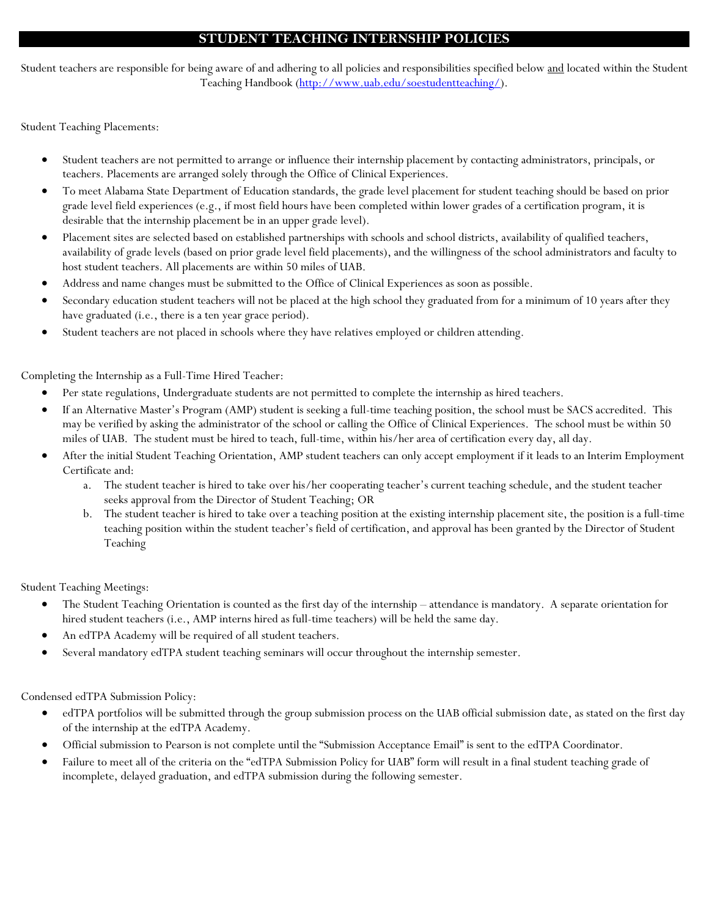# STUDENT TEACHING INTERNSHIP POLICIES

Student teachers are responsible for being aware of and adhering to all policies and responsibilities specified below <u>and</u> located within the Student Teaching Handbook (http://www.uab.edu/soestudentteaching/).

Student Teaching Placements:

- Student teachers are not permitted to arrange or influence their internship placement by contacting administrators, principals, or teachers. Placements are arranged solely through the Office of Clinical Experiences.
- To meet Alabama State Department of Education standards, the grade level placement for student teaching should be based on prior grade level field experiences (e.g., if most field hours have been completed within lower grades of a certification program, it is desirable that the internship placement be in an upper grade level).
- Placement sites are selected based on established partnerships with schools and school districts, availability of qualified teachers, availability of grade levels (based on prior grade level field placements), and the willingness of the school administrators and faculty to host student teachers. All placements are within 50 miles of UAB.
- Address and name changes must be submitted to the Office of Clinical Experiences as soon as possible.
- Secondary education student teachers will not be placed at the high school they graduated from for a minimum of 10 years after they have graduated (i.e., there is a ten year grace period).
- Student teachers are not placed in schools where they have relatives employed or children attending.

Completing the Internship as a Full-Time Hired Teacher:

- Per state regulations, Undergraduate students are not permitted to complete the internship as hired teachers.
- If an Alternative Master's Program (AMP) student is seeking a full-time teaching position, the school must be SACS accredited. This may be verified by asking the administrator of the school or calling the Office of Clinical Experiences. The school must be within 50 miles of UAB. The student must be hired to teach, full-time, within his/her area of certification every day, all day.
- After the initial Student Teaching Orientation, AMP student teachers can only accept employment if it leads to an Interim Employment Certificate and:
  a. The student teacher is hired to take over his/her cooperating teacher's current teaching schedule, and the student teacher seeks approval from the Director of Student Teaching; OR
  b. The student teacher is hired to take over a teaching position at the existing internship placement site, the position is a full-time teaching position within the student teacher's field of certification, and approval has been granted by the Director of Student Teaching

Student Teaching Meetings:

- The Student Teaching Orientation is counted as the first day of the internship – attendance is mandatory. A separate orientation for hired student teachers (i.e., AMP interns hired as full-time teachers) will be held the same day.
- An edTPA Academy will be required of all student teachers.
- Several mandatory edTPA student teaching seminars will occur throughout the internship semester.

Condensed edTPA Submission Policy:

- edTPA portfolios will be submitted through the group submission process on the UAB official submission date, as stated on the first day of the internship at the edTPA Academy.
- Official submission to Pearson is not complete until the "Submission Acceptance Email" is sent to the edTPA Coordinator.
- Failure to meet all of the criteria on the "edTPA Submission Policy for UAB" form will result in a final student teaching grade of incomplete, delayed graduation, and edTPA submission during the following semester.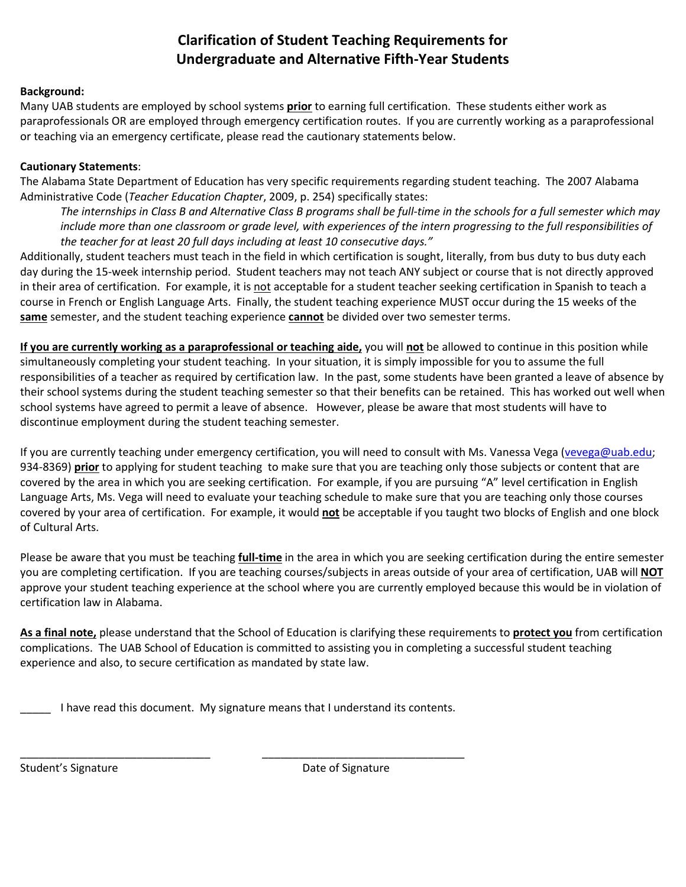# Clarification of Student Teaching Requirements for Undergraduate and Alternative Fifth-Year Students

**Background:**
Many UAB students are employed by school systems **prior** to earning full certification. These students either work as paraprofessionals OR are employed through emergency certification routes. If you are currently working as a paraprofessional or teaching via an emergency certificate, please read the cautionary statements below.

**Cautionary Statements**:
The Alabama State Department of Education has very specific requirements regarding student teaching. The 2007 Alabama Administrative Code (*Teacher Education Chapter*, 2009, p. 254) specifically states:

> *The internships in Class B and Alternative Class B programs shall be full-time in the schools for a full semester which may include more than one classroom or grade level, with experiences of the intern progressing to the full responsibilities of the teacher for at least 20 full days including at least 10 consecutive days."*

Additionally, student teachers must teach in the field in which certification is sought, literally, from bus duty to bus duty each day during the 15-week internship period. Student teachers may not teach ANY subject or course that is not directly approved in their area of certification. For example, it is not acceptable for a student teacher seeking certification in Spanish to teach a course in French or English Language Arts. Finally, the student teaching experience MUST occur during the 15 weeks of the **same** semester, and the student teaching experience **cannot** be divided over two semester terms.

**If you are currently working as a paraprofessional or teaching aide,** you will **not** be allowed to continue in this position while simultaneously completing your student teaching. In your situation, it is simply impossible for you to assume the full responsibilities of a teacher as required by certification law. In the past, some students have been granted a leave of absence by their school systems during the student teaching semester so that their benefits can be retained. This has worked out well when school systems have agreed to permit a leave of absence. However, please be aware that most students will have to discontinue employment during the student teaching semester.

If you are currently teaching under emergency certification, you will need to consult with Ms. Vanessa Vega (vevega@uab.edu; 934-8369) **prior** to applying for student teaching to make sure that you are teaching only those subjects or content that are covered by the area in which you are seeking certification. For example, if you are pursuing "A" level certification in English Language Arts, Ms. Vega will need to evaluate your teaching schedule to make sure that you are teaching only those courses covered by your area of certification. For example, it would **not** be acceptable if you taught two blocks of English and one block of Cultural Arts.

Please be aware that you must be teaching **full-time** in the area in which you are seeking certification during the entire semester you are completing certification. If you are teaching courses/subjects in areas outside of your area of certification, UAB will **NOT** approve your student teaching experience at the school where you are currently employed because this would be in violation of certification law in Alabama.

**As a final note,** please understand that the School of Education is clarifying these requirements to **protect you** from certification complications. The UAB School of Education is committed to assisting you in completing a successful student teaching experience and also, to secure certification as mandated by state law.

_____ I have read this document. My signature means that I understand its contents.

_______________________________ _________________________________

Student's Signature Date of Signature